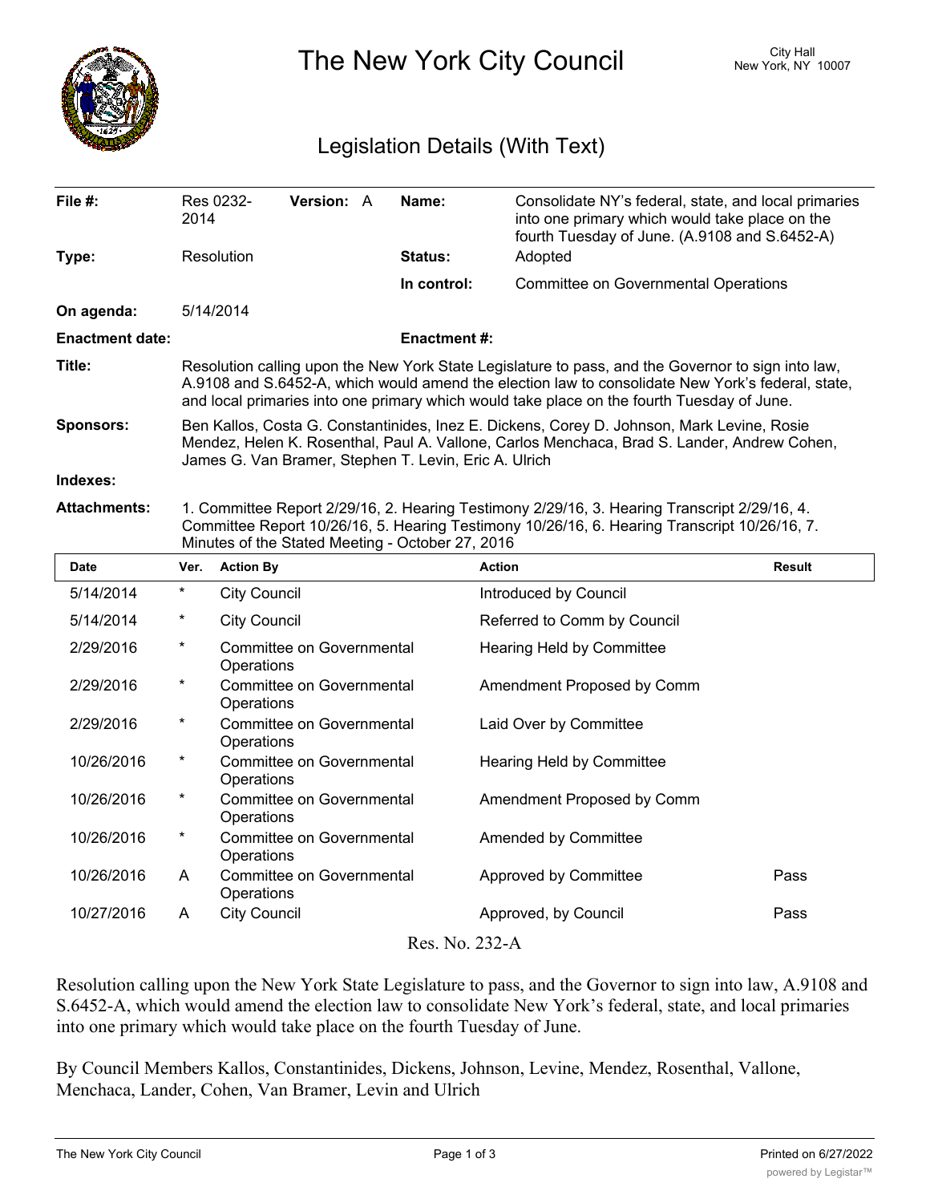# The New York City Council

City Hall
New York, NY 10007

## Legislation Details (With Text)

| | | | |
|---|---|---|---|
| **File #:** | Res 0232-2014 **Version:** A | **Name:** | Consolidate NY's federal, state, and local primaries into one primary which would take place on the fourth Tuesday of June. (A.9108 and S.6452-A) |
| **Type:** | Resolution | **Status:** | Adopted |
| | | **In control:** | Committee on Governmental Operations |
| **On agenda:** | 5/14/2014 | | |
| **Enactment date:** | | **Enactment #:** | |

**Title:** Resolution calling upon the New York State Legislature to pass, and the Governor to sign into law, A.9108 and S.6452-A, which would amend the election law to consolidate New York's federal, state, and local primaries into one primary which would take place on the fourth Tuesday of June.

**Sponsors:** Ben Kallos, Costa G. Constantinides, Inez E. Dickens, Corey D. Johnson, Mark Levine, Rosie Mendez, Helen K. Rosenthal, Paul A. Vallone, Carlos Menchaca, Brad S. Lander, Andrew Cohen, James G. Van Bramer, Stephen T. Levin, Eric A. Ulrich

**Indexes:**

**Attachments:** 1. Committee Report 2/29/16, 2. Hearing Testimony 2/29/16, 3. Hearing Transcript 2/29/16, 4. Committee Report 10/26/16, 5. Hearing Testimony 10/26/16, 6. Hearing Transcript 10/26/16, 7. Minutes of the Stated Meeting - October 27, 2016

| Date | Ver. | Action By | Action | Result |
|---|---|---|---|---|
| 5/14/2014 | * | City Council | Introduced by Council | |
| 5/14/2014 | * | City Council | Referred to Comm by Council | |
| 2/29/2016 | * | Committee on Governmental Operations | Hearing Held by Committee | |
| 2/29/2016 | * | Committee on Governmental Operations | Amendment Proposed by Comm | |
| 2/29/2016 | * | Committee on Governmental Operations | Laid Over by Committee | |
| 10/26/2016 | * | Committee on Governmental Operations | Hearing Held by Committee | |
| 10/26/2016 | * | Committee on Governmental Operations | Amendment Proposed by Comm | |
| 10/26/2016 | * | Committee on Governmental Operations | Amended by Committee | |
| 10/26/2016 | A | Committee on Governmental Operations | Approved by Committee | Pass |
| 10/27/2016 | A | City Council | Approved, by Council | Pass |

Res. No. 232-A

Resolution calling upon the New York State Legislature to pass, and the Governor to sign into law, A.9108 and S.6452-A, which would amend the election law to consolidate New York's federal, state, and local primaries into one primary which would take place on the fourth Tuesday of June.

By Council Members Kallos, Constantinides, Dickens, Johnson, Levine, Mendez, Rosenthal, Vallone, Menchaca, Lander, Cohen, Van Bramer, Levin and Ulrich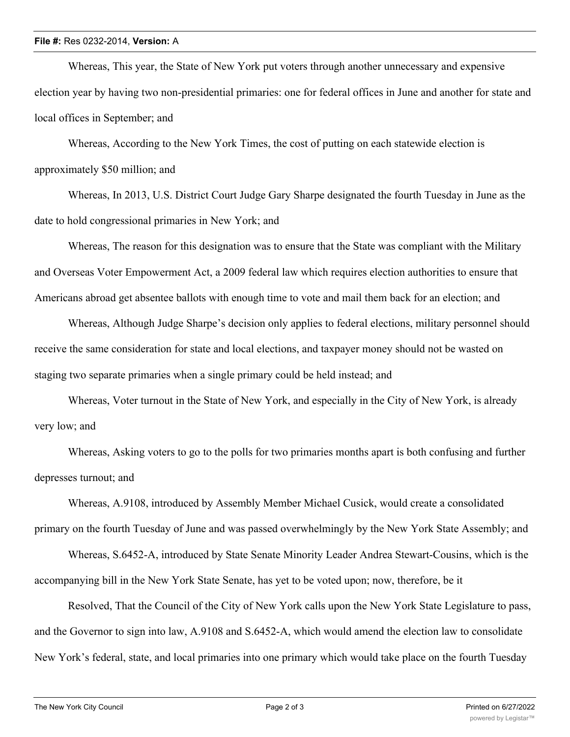Whereas, This year, the State of New York put voters through another unnecessary and expensive election year by having two non-presidential primaries: one for federal offices in June and another for state and local offices in September; and

Whereas, According to the New York Times, the cost of putting on each statewide election is approximately $50 million; and

Whereas, In 2013, U.S. District Court Judge Gary Sharpe designated the fourth Tuesday in June as the date to hold congressional primaries in New York; and

Whereas, The reason for this designation was to ensure that the State was compliant with the Military and Overseas Voter Empowerment Act, a 2009 federal law which requires election authorities to ensure that Americans abroad get absentee ballots with enough time to vote and mail them back for an election; and

Whereas, Although Judge Sharpe's decision only applies to federal elections, military personnel should receive the same consideration for state and local elections, and taxpayer money should not be wasted on staging two separate primaries when a single primary could be held instead; and

Whereas, Voter turnout in the State of New York, and especially in the City of New York, is already very low; and

Whereas, Asking voters to go to the polls for two primaries months apart is both confusing and further depresses turnout; and

Whereas, A.9108, introduced by Assembly Member Michael Cusick, would create a consolidated primary on the fourth Tuesday of June and was passed overwhelmingly by the New York State Assembly; and

Whereas, S.6452-A, introduced by State Senate Minority Leader Andrea Stewart-Cousins, which is the accompanying bill in the New York State Senate, has yet to be voted upon; now, therefore, be it

Resolved, That the Council of the City of New York calls upon the New York State Legislature to pass, and the Governor to sign into law, A.9108 and S.6452-A, which would amend the election law to consolidate New York's federal, state, and local primaries into one primary which would take place on the fourth Tuesday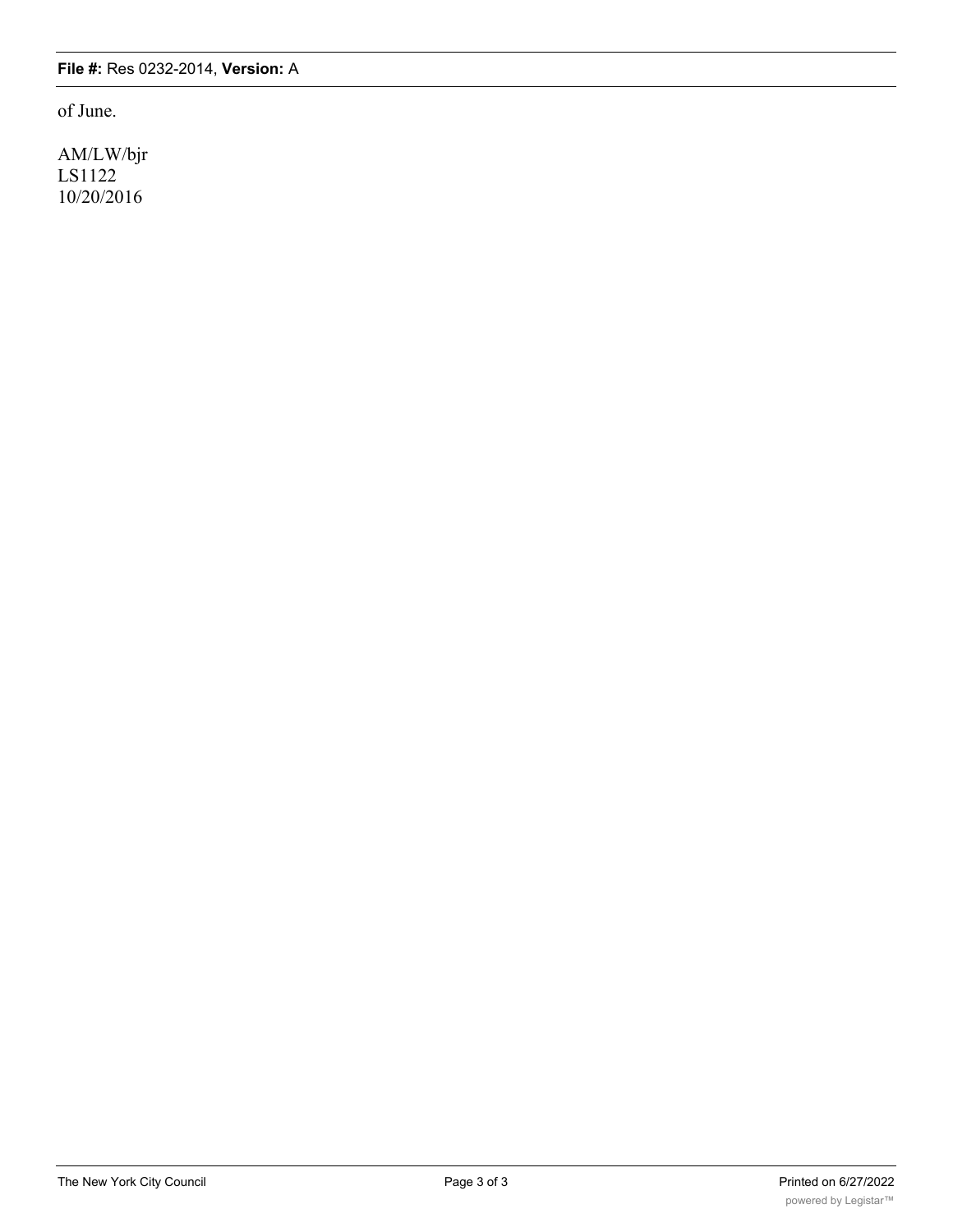of June.

AM/LW/bjr
LS1122
10/20/2016